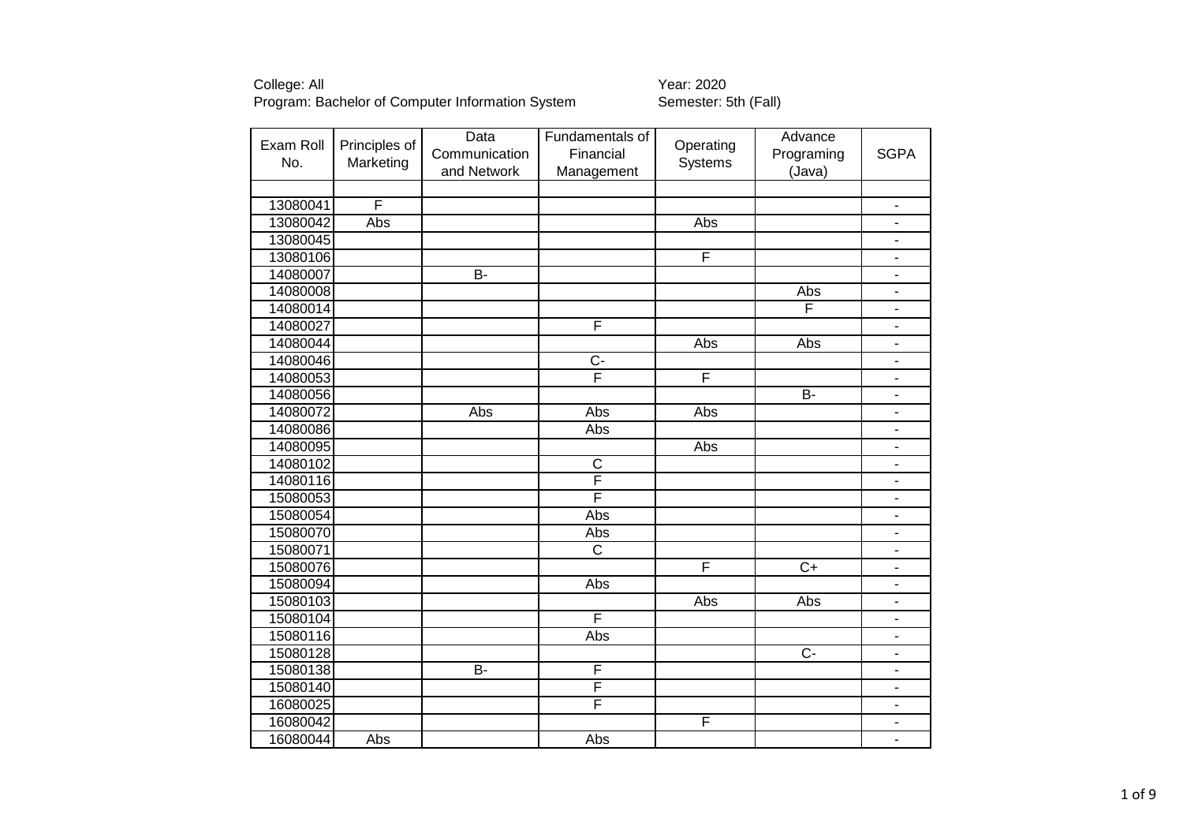College: All
Program: Bachelor of Computer Information System

Year: 2020
Semester: 5th (Fall)

| Exam Roll No. | Principles of Marketing | Data Communication and Network | Fundamentals of Financial Management | Operating Systems | Advance Programing (Java) | SGPA |
|---|---|---|---|---|---|---|
| | | | | | | |
| 13080041 | F | | | | | - |
| 13080042 | Abs | | | Abs | | - |
| 13080045 | | | | | | - |
| 13080106 | | | | F | | - |
| 14080007 | | B- | | | | - |
| 14080008 | | | | | Abs | - |
| 14080014 | | | | | F | - |
| 14080027 | | | F | | | - |
| 14080044 | | | | Abs | Abs | - |
| 14080046 | | | C- | | | - |
| 14080053 | | | F | F | | - |
| 14080056 | | | | | B- | - |
| 14080072 | | Abs | Abs | Abs | | - |
| 14080086 | | | Abs | | | - |
| 14080095 | | | | Abs | | - |
| 14080102 | | | C | | | - |
| 14080116 | | | F | | | - |
| 15080053 | | | F | | | - |
| 15080054 | | | Abs | | | - |
| 15080070 | | | Abs | | | - |
| 15080071 | | | C | | | - |
| 15080076 | | | | F | C+ | - |
| 15080094 | | | Abs | | | - |
| 15080103 | | | | Abs | Abs | - |
| 15080104 | | | F | | | - |
| 15080116 | | | Abs | | | - |
| 15080128 | | | | | C- | - |
| 15080138 | | B- | F | | | - |
| 15080140 | | | F | | | - |
| 16080025 | | | F | | | - |
| 16080042 | | | | F | | - |
| 16080044 | Abs | | Abs | | | - |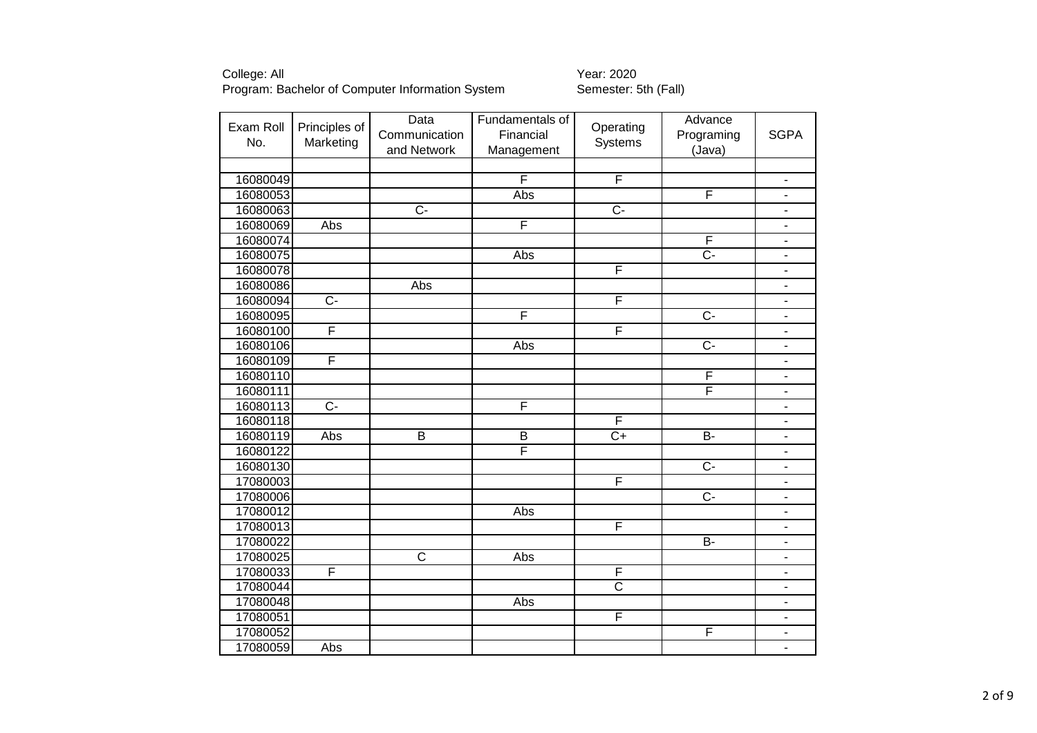College: All
Program: Bachelor of Computer Information System

Year: 2020
Semester: 5th (Fall)

| Exam Roll No. | Principles of Marketing | Data Communication and Network | Fundamentals of Financial Management | Operating Systems | Advance Programing (Java) | SGPA |
|---|---|---|---|---|---|---|
| | | | | | | |
| 16080049 | | | F | F | | - |
| 16080053 | | | Abs | | F | - |
| 16080063 | | C- | | C- | | - |
| 16080069 | Abs | | F | | | - |
| 16080074 | | | | | F | - |
| 16080075 | | | Abs | | C- | - |
| 16080078 | | | | F | | - |
| 16080086 | | Abs | | | | - |
| 16080094 | C- | | | F | | - |
| 16080095 | | | F | | C- | - |
| 16080100 | F | | | F | | - |
| 16080106 | | | Abs | | C- | - |
| 16080109 | F | | | | | - |
| 16080110 | | | | | F | - |
| 16080111 | | | | | F | - |
| 16080113 | C- | | F | | | - |
| 16080118 | | | | F | | - |
| 16080119 | Abs | B | B | C+ | B- | - |
| 16080122 | | | F | | | - |
| 16080130 | | | | | C- | - |
| 17080003 | | | | F | | - |
| 17080006 | | | | | C- | - |
| 17080012 | | | Abs | | | - |
| 17080013 | | | | F | | - |
| 17080022 | | | | | B- | - |
| 17080025 | | C | Abs | | | - |
| 17080033 | F | | | F | | - |
| 17080044 | | | | C | | - |
| 17080048 | | | Abs | | | - |
| 17080051 | | | | F | | - |
| 17080052 | | | | | F | - |
| 17080059 | Abs | | | | | - |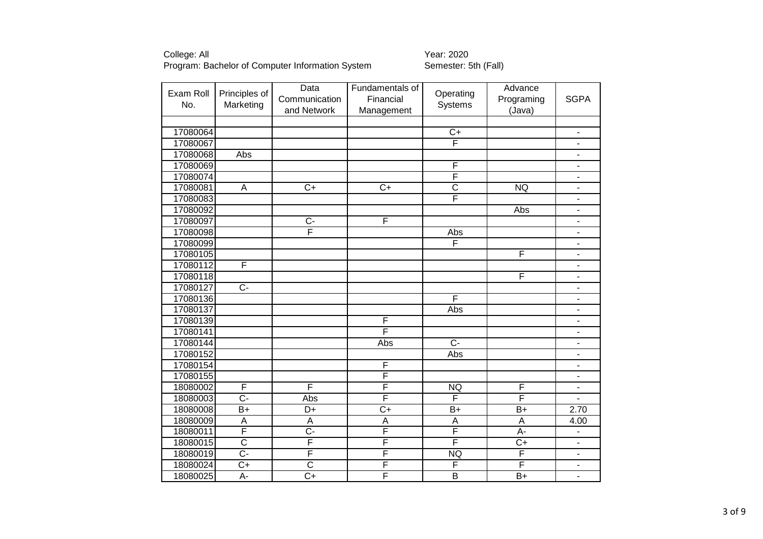College: All
Program: Bachelor of Computer Information System

Year: 2020
Semester: 5th (Fall)

| Exam Roll No. | Principles of Marketing | Data Communication and Network | Fundamentals of Financial Management | Operating Systems | Advance Programing (Java) | SGPA |
|---|---|---|---|---|---|---|
| | | | | | | |
| 17080064 | | | | C+ | | - |
| 17080067 | | | | F | | - |
| 17080068 | Abs | | | | | - |
| 17080069 | | | | F | | - |
| 17080074 | | | | F | | - |
| 17080081 | A | C+ | C+ | C | NQ | - |
| 17080083 | | | | F | | - |
| 17080092 | | | | | Abs | - |
| 17080097 | | C- | F | | | - |
| 17080098 | | F | | Abs | | - |
| 17080099 | | | | F | | - |
| 17080105 | | | | | F | - |
| 17080112 | F | | | | | - |
| 17080118 | | | | | F | - |
| 17080127 | C- | | | | | - |
| 17080136 | | | | F | | - |
| 17080137 | | | | Abs | | - |
| 17080139 | | | F | | | - |
| 17080141 | | | F | | | - |
| 17080144 | | | Abs | C- | | - |
| 17080152 | | | | Abs | | - |
| 17080154 | | | F | | | - |
| 17080155 | | | F | | | - |
| 18080002 | F | F | F | NQ | F | - |
| 18080003 | C- | Abs | F | F | F | - |
| 18080008 | B+ | D+ | C+ | B+ | B+ | 2.70 |
| 18080009 | A | A | A | A | A | 4.00 |
| 18080011 | F | C- | F | F | A- | - |
| 18080015 | C | F | F | F | C+ | - |
| 18080019 | C- | F | F | NQ | F | - |
| 18080024 | C+ | C | F | F | F | - |
| 18080025 | A- | C+ | F | B | B+ | - |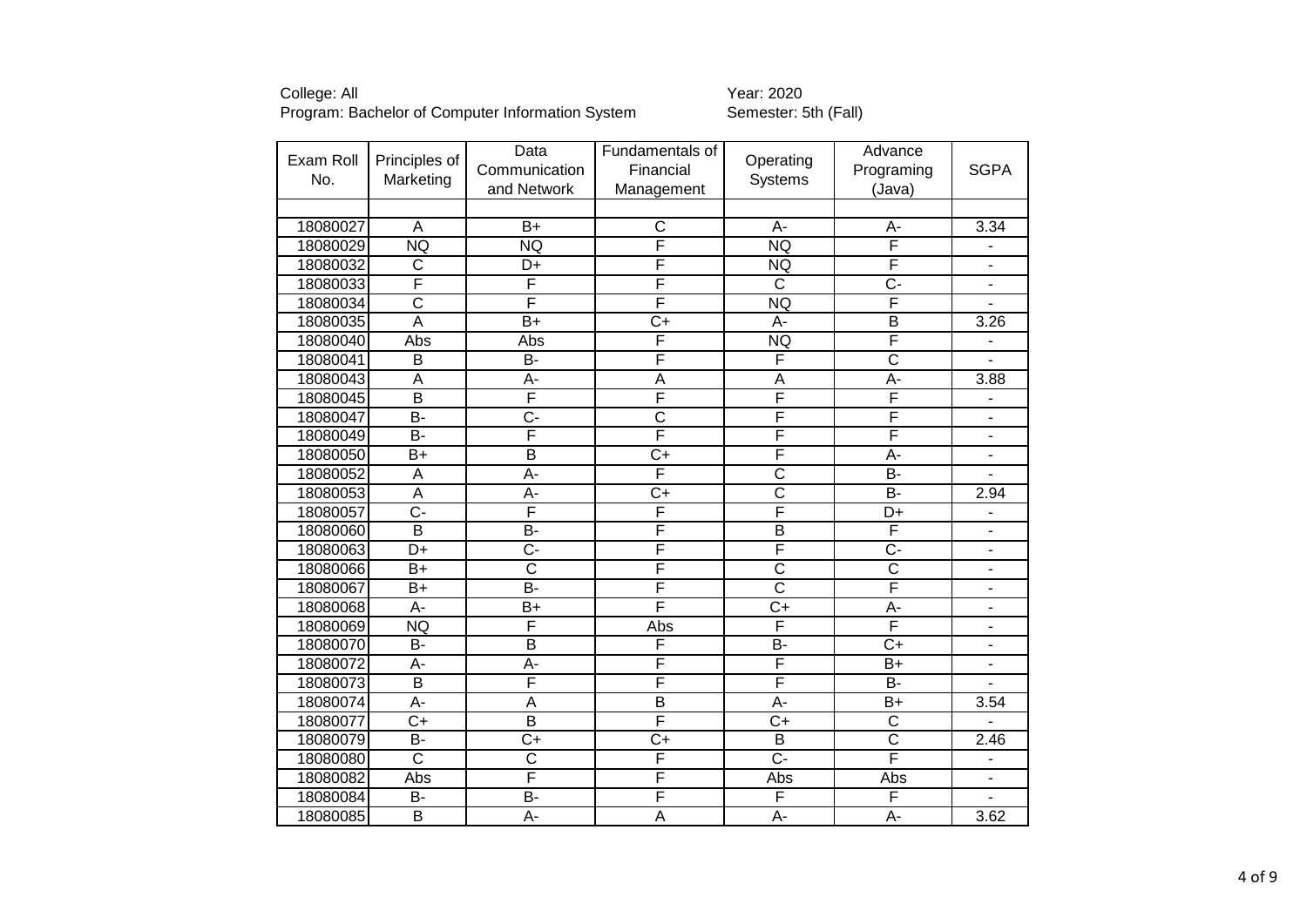College: All
Program: Bachelor of Computer Information System

Year: 2020
Semester: 5th (Fall)

| Exam Roll No. | Principles of Marketing | Data Communication and Network | Fundamentals of Financial Management | Operating Systems | Advance Programing (Java) | SGPA |
|---|---|---|---|---|---|---|
| | | | | | | |
| 18080027 | A | B+ | C | A- | A- | 3.34 |
| 18080029 | NQ | NQ | F | NQ | F | - |
| 18080032 | C | D+ | F | NQ | F | - |
| 18080033 | F | F | F | C | C- | - |
| 18080034 | C | F | F | NQ | F | - |
| 18080035 | A | B+ | C+ | A- | B | 3.26 |
| 18080040 | Abs | Abs | F | NQ | F | - |
| 18080041 | B | B- | F | F | C | - |
| 18080043 | A | A- | A | A | A- | 3.88 |
| 18080045 | B | F | F | F | F | - |
| 18080047 | B- | C- | C | F | F | - |
| 18080049 | B- | F | F | F | F | - |
| 18080050 | B+ | B | C+ | F | A- | - |
| 18080052 | A | A- | F | C | B- | - |
| 18080053 | A | A- | C+ | C | B- | 2.94 |
| 18080057 | C- | F | F | F | D+ | - |
| 18080060 | B | B- | F | B | F | - |
| 18080063 | D+ | C- | F | F | C- | - |
| 18080066 | B+ | C | F | C | C | - |
| 18080067 | B+ | B- | F | C | F | - |
| 18080068 | A- | B+ | F | C+ | A- | - |
| 18080069 | NQ | F | Abs | F | F | - |
| 18080070 | B- | B | F | B- | C+ | - |
| 18080072 | A- | A- | F | F | B+ | - |
| 18080073 | B | F | F | F | B- | - |
| 18080074 | A- | A | B | A- | B+ | 3.54 |
| 18080077 | C+ | B | F | C+ | C | - |
| 18080079 | B- | C+ | C+ | B | C | 2.46 |
| 18080080 | C | C | F | C- | F | - |
| 18080082 | Abs | F | F | Abs | Abs | - |
| 18080084 | B- | B- | F | F | F | - |
| 18080085 | B | A- | A | A- | A- | 3.62 |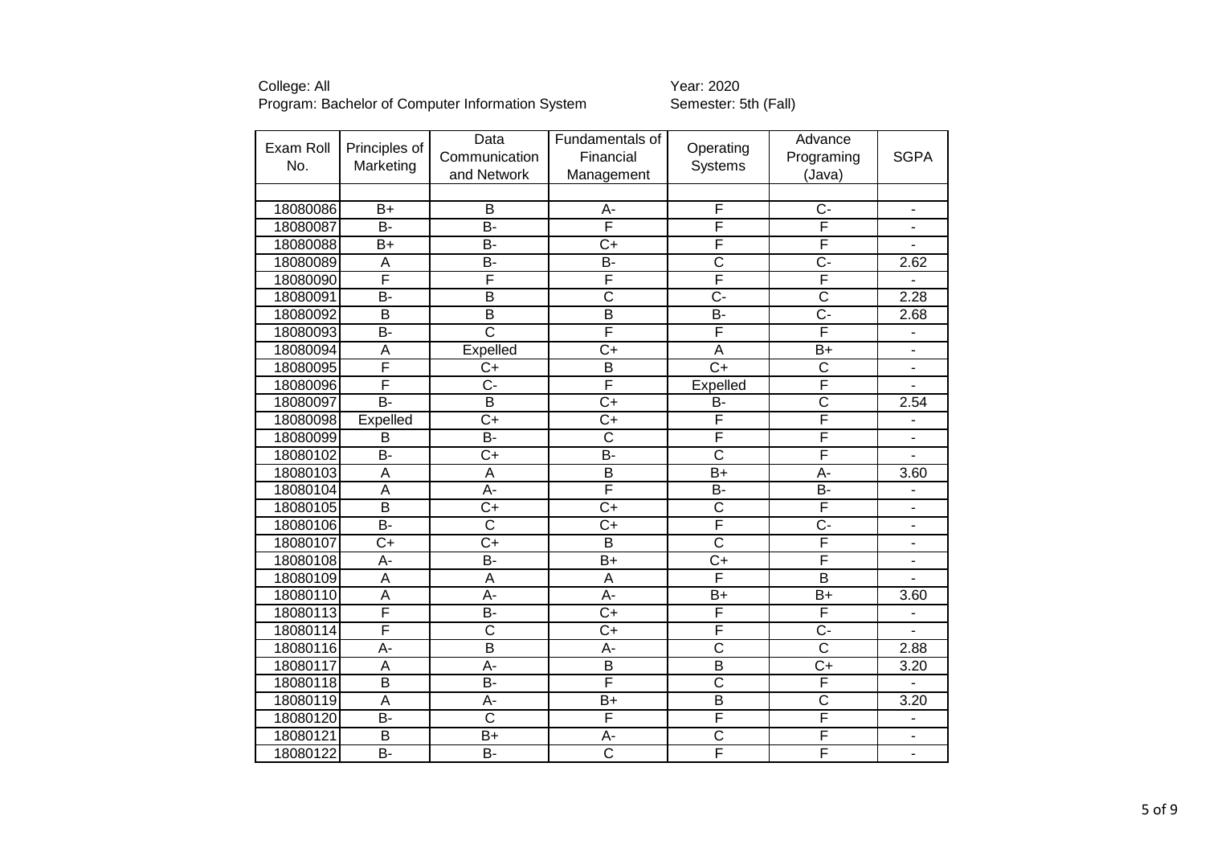College: All
Program: Bachelor of Computer Information System

Year: 2020
Semester: 5th (Fall)

| Exam Roll No. | Principles of Marketing | Data Communication and Network | Fundamentals of Financial Management | Operating Systems | Advance Programing (Java) | SGPA |
|---|---|---|---|---|---|---|
| | | | | | | |
| 18080086 | B+ | B | A- | F | C- | - |
| 18080087 | B- | B- | F | F | F | - |
| 18080088 | B+ | B- | C+ | F | F | - |
| 18080089 | A | B- | B- | C | C- | 2.62 |
| 18080090 | F | F | F | F | F | - |
| 18080091 | B- | B | C | C- | C | 2.28 |
| 18080092 | B | B | B | B- | C- | 2.68 |
| 18080093 | B- | C | F | F | F | - |
| 18080094 | A | Expelled | C+ | A | B+ | - |
| 18080095 | F | C+ | B | C+ | C | - |
| 18080096 | F | C- | F | Expelled | F | - |
| 18080097 | B- | B | C+ | B- | C | 2.54 |
| 18080098 | Expelled | C+ | C+ | F | F | - |
| 18080099 | B | B- | C | F | F | - |
| 18080102 | B- | C+ | B- | C | F | - |
| 18080103 | A | A | B | B+ | A- | 3.60 |
| 18080104 | A | A- | F | B- | B- | - |
| 18080105 | B | C+ | C+ | C | F | - |
| 18080106 | B- | C | C+ | F | C- | - |
| 18080107 | C+ | C+ | B | C | F | - |
| 18080108 | A- | B- | B+ | C+ | F | - |
| 18080109 | A | A | A | F | B | - |
| 18080110 | A | A- | A- | B+ | B+ | 3.60 |
| 18080113 | F | B- | C+ | F | F | - |
| 18080114 | F | C | C+ | F | C- | - |
| 18080116 | A- | B | A- | C | C | 2.88 |
| 18080117 | A | A- | B | B | C+ | 3.20 |
| 18080118 | B | B- | F | C | F | - |
| 18080119 | A | A- | B+ | B | C | 3.20 |
| 18080120 | B- | C | F | F | F | - |
| 18080121 | B | B+ | A- | C | F | - |
| 18080122 | B- | B- | C | F | F | - |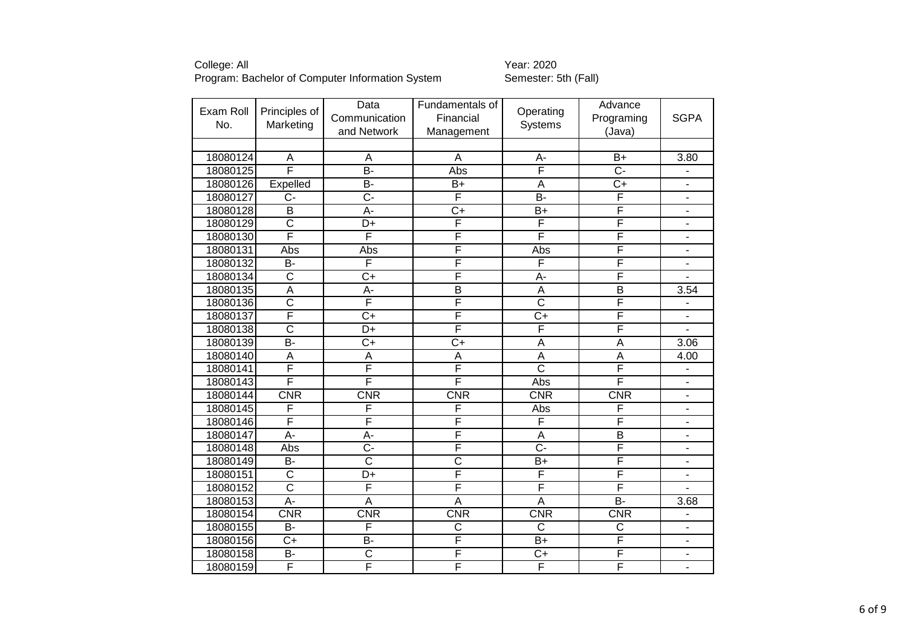College: All
Program: Bachelor of Computer Information System

Year: 2020
Semester: 5th (Fall)

| Exam Roll No. | Principles of Marketing | Data Communication and Network | Fundamentals of Financial Management | Operating Systems | Advance Programing (Java) | SGPA |
|---|---|---|---|---|---|---|
| | | | | | | |
| 18080124 | A | A | A | A- | B+ | 3.80 |
| 18080125 | F | B- | Abs | F | C- | - |
| 18080126 | Expelled | B- | B+ | A | C+ | - |
| 18080127 | C- | C- | F | B- | F | - |
| 18080128 | B | A- | C+ | B+ | F | - |
| 18080129 | C | D+ | F | F | F | - |
| 18080130 | F | F | F | F | F | - |
| 18080131 | Abs | Abs | F | Abs | F | - |
| 18080132 | B- | F | F | F | F | - |
| 18080134 | C | C+ | F | A- | F | - |
| 18080135 | A | A- | B | A | B | 3.54 |
| 18080136 | C | F | F | C | F | - |
| 18080137 | F | C+ | F | C+ | F | - |
| 18080138 | C | D+ | F | F | F | - |
| 18080139 | B- | C+ | C+ | A | A | 3.06 |
| 18080140 | A | A | A | A | A | 4.00 |
| 18080141 | F | F | F | C | F | - |
| 18080143 | F | F | F | Abs | F | - |
| 18080144 | CNR | CNR | CNR | CNR | CNR | - |
| 18080145 | F | F | F | Abs | F | - |
| 18080146 | F | F | F | F | F | - |
| 18080147 | A- | A- | F | A | B | - |
| 18080148 | Abs | C- | F | C- | F | - |
| 18080149 | B- | C | C | B+ | F | - |
| 18080151 | C | D+ | F | F | F | - |
| 18080152 | C | F | F | F | F | - |
| 18080153 | A- | A | A | A | B- | 3.68 |
| 18080154 | CNR | CNR | CNR | CNR | CNR | - |
| 18080155 | B- | F | C | C | C | - |
| 18080156 | C+ | B- | F | B+ | F | - |
| 18080158 | B- | C | F | C+ | F | - |
| 18080159 | F | F | F | F | F | - |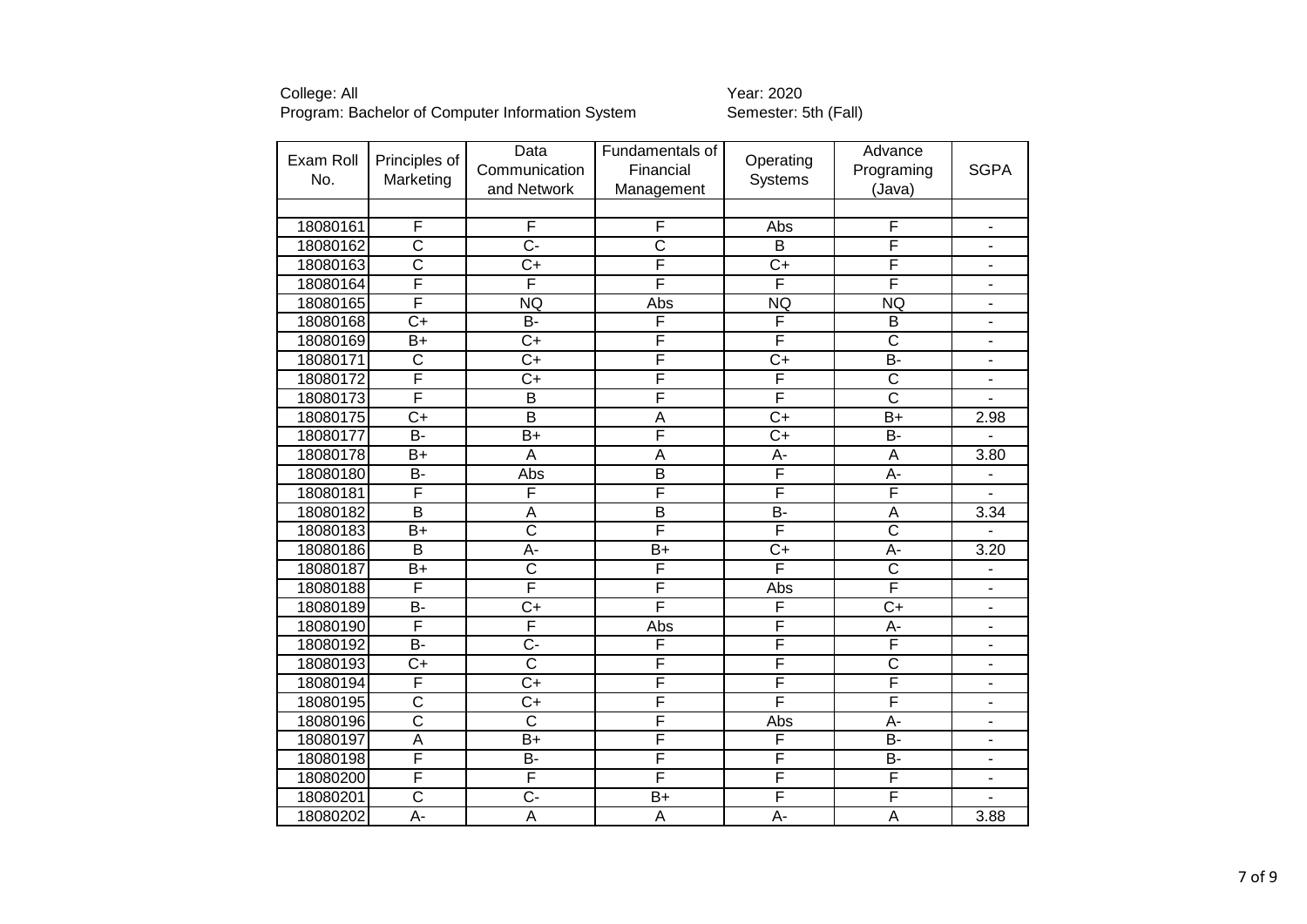College: All
Program: Bachelor of Computer Information System

Year: 2020
Semester: 5th (Fall)

| Exam Roll No. | Principles of Marketing | Data Communication and Network | Fundamentals of Financial Management | Operating Systems | Advance Programing (Java) | SGPA |
|---|---|---|---|---|---|---|
| | | | | | | |
| 18080161 | F | F | F | Abs | F | - |
| 18080162 | C | C- | C | B | F | - |
| 18080163 | C | C+ | F | C+ | F | - |
| 18080164 | F | F | F | F | F | - |
| 18080165 | F | NQ | Abs | NQ | NQ | - |
| 18080168 | C+ | B- | F | F | B | - |
| 18080169 | B+ | C+ | F | F | C | - |
| 18080171 | C | C+ | F | C+ | B- | - |
| 18080172 | F | C+ | F | F | C | - |
| 18080173 | F | B | F | F | C | - |
| 18080175 | C+ | B | A | C+ | B+ | 2.98 |
| 18080177 | B- | B+ | F | C+ | B- | - |
| 18080178 | B+ | A | A | A- | A | 3.80 |
| 18080180 | B- | Abs | B | F | A- | - |
| 18080181 | F | F | F | F | F | - |
| 18080182 | B | A | B | B- | A | 3.34 |
| 18080183 | B+ | C | F | F | C | - |
| 18080186 | B | A- | B+ | C+ | A- | 3.20 |
| 18080187 | B+ | C | F | F | C | - |
| 18080188 | F | F | F | Abs | F | - |
| 18080189 | B- | C+ | F | F | C+ | - |
| 18080190 | F | F | Abs | F | A- | - |
| 18080192 | B- | C- | F | F | F | - |
| 18080193 | C+ | C | F | F | C | - |
| 18080194 | F | C+ | F | F | F | - |
| 18080195 | C | C+ | F | F | F | - |
| 18080196 | C | C | F | Abs | A- | - |
| 18080197 | A | B+ | F | F | B- | - |
| 18080198 | F | B- | F | F | B- | - |
| 18080200 | F | F | F | F | F | - |
| 18080201 | C | C- | B+ | F | F | - |
| 18080202 | A- | A | A | A- | A | 3.88 |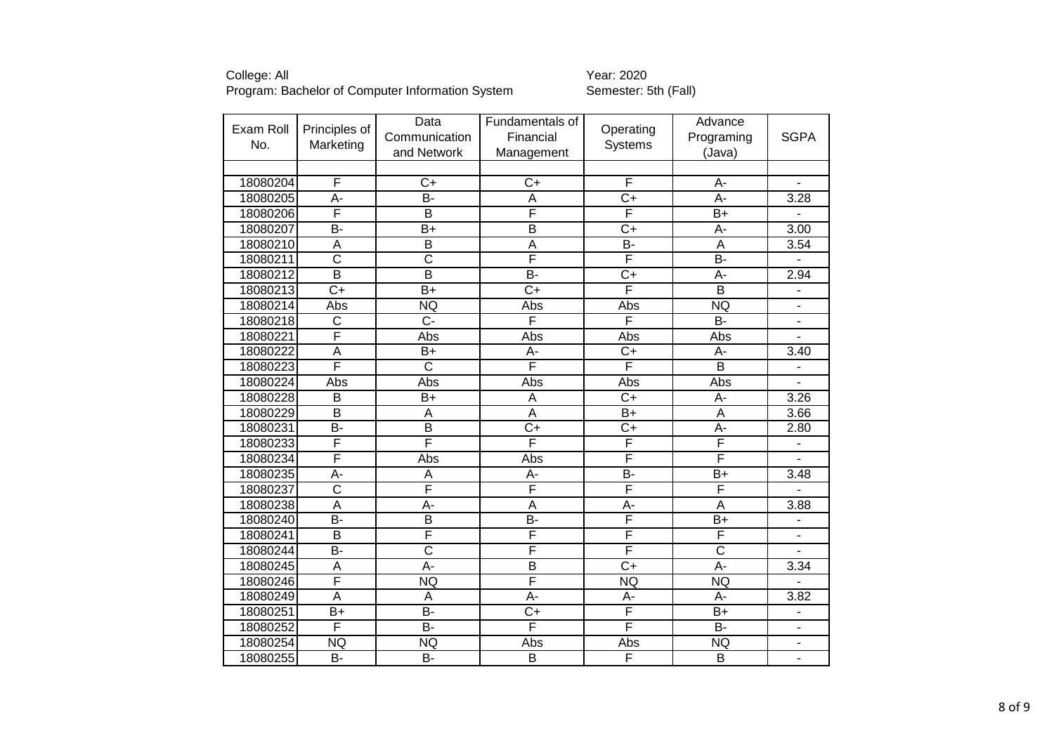College: All  
Program: Bachelor of Computer Information System

Year: 2020  
Semester: 5th (Fall)

| Exam Roll No. | Principles of Marketing | Data Communication and Network | Fundamentals of Financial Management | Operating Systems | Advance Programing (Java) | SGPA |
|---|---|---|---|---|---|---|
| | | | | | | |
| 18080204 | F | C+ | C+ | F | A- | - |
| 18080205 | A- | B- | A | C+ | A- | 3.28 |
| 18080206 | F | B | F | F | B+ | - |
| 18080207 | B- | B+ | B | C+ | A- | 3.00 |
| 18080210 | A | B | A | B- | A | 3.54 |
| 18080211 | C | C | F | F | B- | - |
| 18080212 | B | B | B- | C+ | A- | 2.94 |
| 18080213 | C+ | B+ | C+ | F | B | - |
| 18080214 | Abs | NQ | Abs | Abs | NQ | - |
| 18080218 | C | C- | F | F | B- | - |
| 18080221 | F | Abs | Abs | Abs | Abs | - |
| 18080222 | A | B+ | A- | C+ | A- | 3.40 |
| 18080223 | F | C | F | F | B | - |
| 18080224 | Abs | Abs | Abs | Abs | Abs | - |
| 18080228 | B | B+ | A | C+ | A- | 3.26 |
| 18080229 | B | A | A | B+ | A | 3.66 |
| 18080231 | B- | B | C+ | C+ | A- | 2.80 |
| 18080233 | F | F | F | F | F | - |
| 18080234 | F | Abs | Abs | F | F | - |
| 18080235 | A- | A | A- | B- | B+ | 3.48 |
| 18080237 | C | F | F | F | F | - |
| 18080238 | A | A- | A | A- | A | 3.88 |
| 18080240 | B- | B | B- | F | B+ | - |
| 18080241 | B | F | F | F | F | - |
| 18080244 | B- | C | F | F | C | - |
| 18080245 | A | A- | B | C+ | A- | 3.34 |
| 18080246 | F | NQ | F | NQ | NQ | - |
| 18080249 | A | A | A- | A- | A- | 3.82 |
| 18080251 | B+ | B- | C+ | F | B+ | - |
| 18080252 | F | B- | F | F | B- | - |
| 18080254 | NQ | NQ | Abs | Abs | NQ | - |
| 18080255 | B- | B- | B | F | B | - |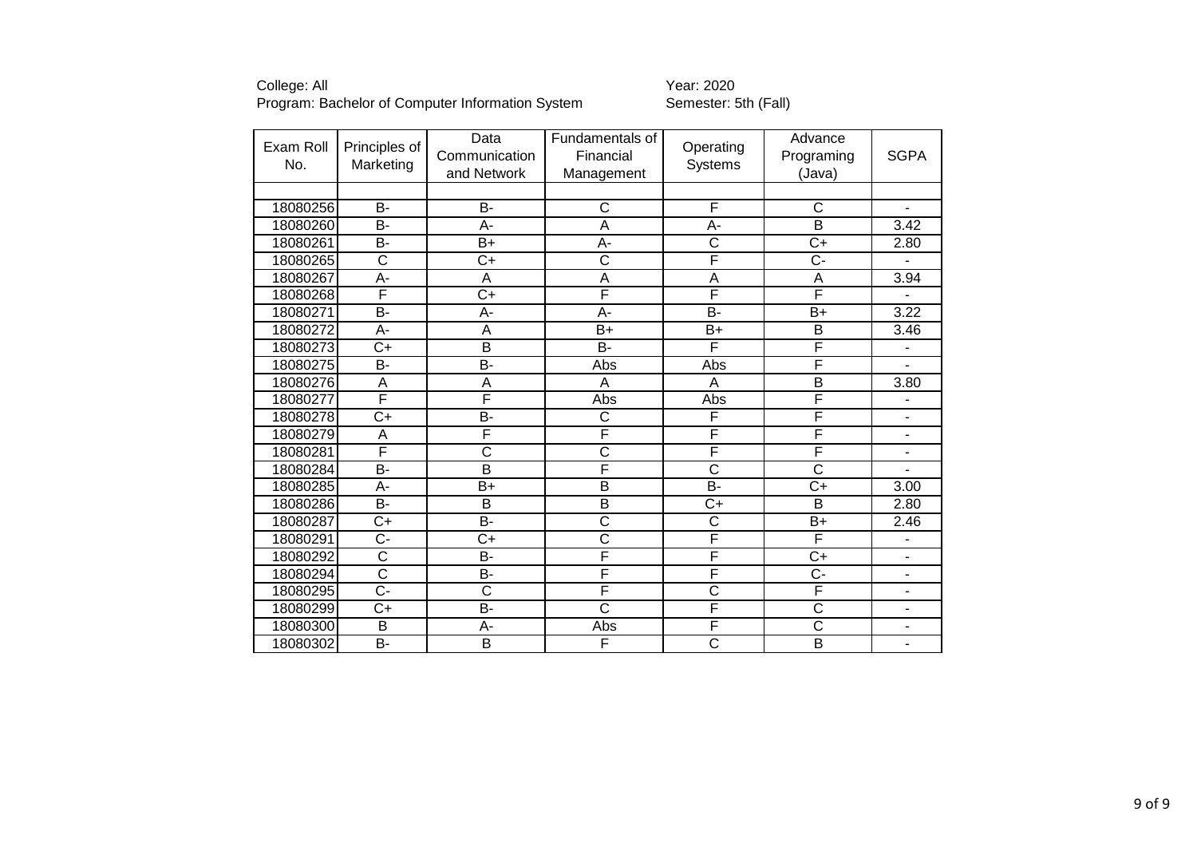College: All
Program: Bachelor of Computer Information System

Year: 2020
Semester: 5th (Fall)

| Exam Roll No. | Principles of Marketing | Data Communication and Network | Fundamentals of Financial Management | Operating Systems | Advance Programing (Java) | SGPA |
|---|---|---|---|---|---|---|
| | | | | | | |
| 18080256 | B- | B- | C | F | C | - |
| 18080260 | B- | A- | A | A- | B | 3.42 |
| 18080261 | B- | B+ | A- | C | C+ | 2.80 |
| 18080265 | C | C+ | C | F | C- | - |
| 18080267 | A- | A | A | A | A | 3.94 |
| 18080268 | F | C+ | F | F | F | - |
| 18080271 | B- | A- | A- | B- | B+ | 3.22 |
| 18080272 | A- | A | B+ | B+ | B | 3.46 |
| 18080273 | C+ | B | B- | F | F | - |
| 18080275 | B- | B- | Abs | Abs | F | - |
| 18080276 | A | A | A | A | B | 3.80 |
| 18080277 | F | F | Abs | Abs | F | - |
| 18080278 | C+ | B- | C | F | F | - |
| 18080279 | A | F | F | F | F | - |
| 18080281 | F | C | C | F | F | - |
| 18080284 | B- | B | F | C | C | - |
| 18080285 | A- | B+ | B | B- | C+ | 3.00 |
| 18080286 | B- | B | B | C+ | B | 2.80 |
| 18080287 | C+ | B- | C | C | B+ | 2.46 |
| 18080291 | C- | C+ | C | F | F | - |
| 18080292 | C | B- | F | F | C+ | - |
| 18080294 | C | B- | F | F | C- | - |
| 18080295 | C- | C | F | C | F | - |
| 18080299 | C+ | B- | C | F | C | - |
| 18080300 | B | A- | Abs | F | C | - |
| 18080302 | B- | B | F | C | B | - |